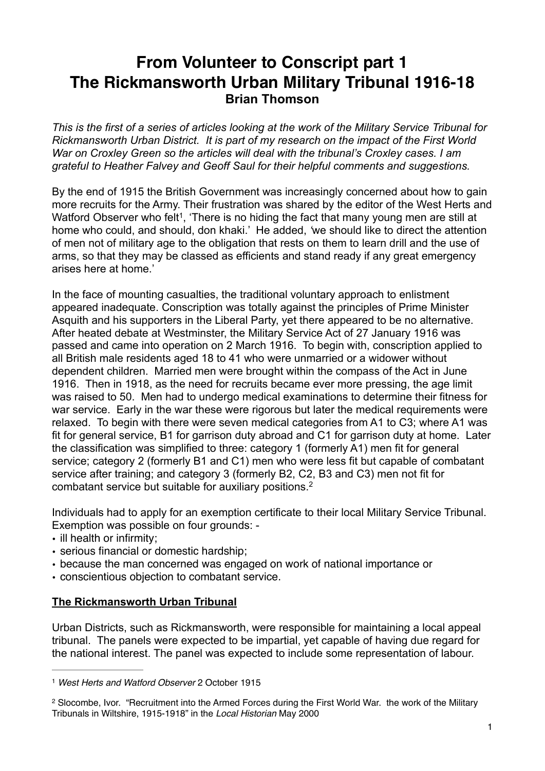# From Volunteer to Conscript part 1
# The Rickmansworth Urban Military Tribunal 1916-18
### Brian Thomson

*This is the first of a series of articles looking at the work of the Military Service Tribunal for Rickmansworth Urban District. It is part of my research on the impact of the First World War on Croxley Green so the articles will deal with the tribunal's Croxley cases. I am grateful to Heather Falvey and Geoff Saul for their helpful comments and suggestions.*

By the end of 1915 the British Government was increasingly concerned about how to gain more recruits for the Army. Their frustration was shared by the editor of the West Herts and Watford Observer who felt[1], 'There is no hiding the fact that many young men are still at home who could, and should, don khaki.' He added, 'we should like to direct the attention of men not of military age to the obligation that rests on them to learn drill and the use of arms, so that they may be classed as efficients and stand ready if any great emergency arises here at home.'

In the face of mounting casualties, the traditional voluntary approach to enlistment appeared inadequate. Conscription was totally against the principles of Prime Minister Asquith and his supporters in the Liberal Party, yet there appeared to be no alternative. After heated debate at Westminster, the Military Service Act of 27 January 1916 was passed and came into operation on 2 March 1916. To begin with, conscription applied to all British male residents aged 18 to 41 who were unmarried or a widower without dependent children. Married men were brought within the compass of the Act in June 1916. Then in 1918, as the need for recruits became ever more pressing, the age limit was raised to 50. Men had to undergo medical examinations to determine their fitness for war service. Early in the war these were rigorous but later the medical requirements were relaxed. To begin with there were seven medical categories from A1 to C3; where A1 was fit for general service, B1 for garrison duty abroad and C1 for garrison duty at home. Later the classification was simplified to three: category 1 (formerly A1) men fit for general service; category 2 (formerly B1 and C1) men who were less fit but capable of combatant service after training; and category 3 (formerly B2, C2, B3 and C3) men not fit for combatant service but suitable for auxiliary positions.[2]

Individuals had to apply for an exemption certificate to their local Military Service Tribunal. Exemption was possible on four grounds: -

- ill health or infirmity;
- serious financial or domestic hardship;
- because the man concerned was engaged on work of national importance or
- conscientious objection to combatant service.

**The Rickmansworth Urban Tribunal**

Urban Districts, such as Rickmansworth, were responsible for maintaining a local appeal tribunal. The panels were expected to be impartial, yet capable of having due regard for the national interest. The panel was expected to include some representation of labour.

---

[1] *West Herts and Watford Observer* 2 October 1915

[2] Slocombe, Ivor. "Recruitment into the Armed Forces during the First World War. the work of the Military Tribunals in Wiltshire, 1915-1918" in the *Local Historian* May 2000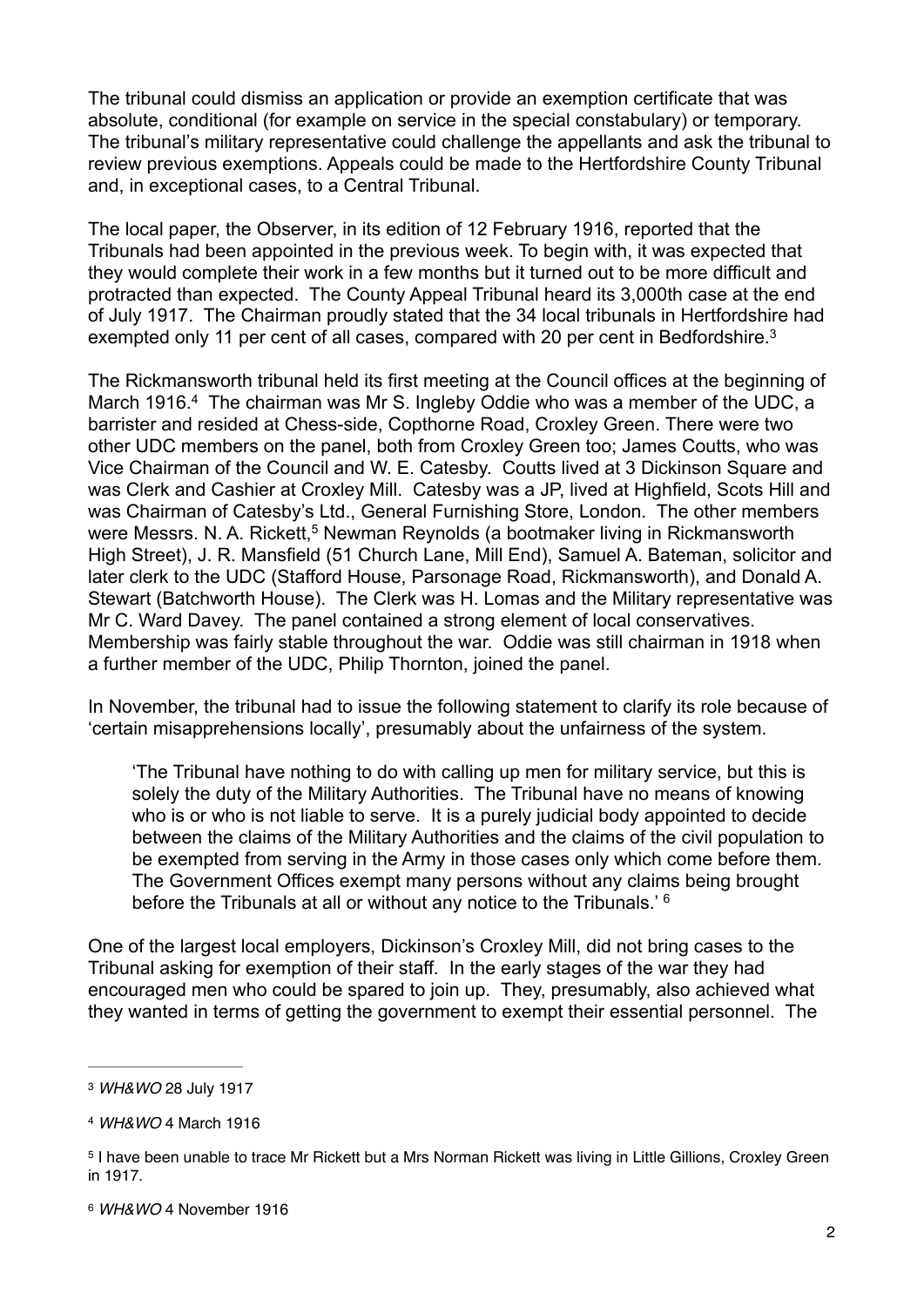The tribunal could dismiss an application or provide an exemption certificate that was absolute, conditional (for example on service in the special constabulary) or temporary. The tribunal's military representative could challenge the appellants and ask the tribunal to review previous exemptions. Appeals could be made to the Hertfordshire County Tribunal and, in exceptional cases, to a Central Tribunal.

The local paper, the Observer, in its edition of 12 February 1916, reported that the Tribunals had been appointed in the previous week. To begin with, it was expected that they would complete their work in a few months but it turned out to be more difficult and protracted than expected. The County Appeal Tribunal heard its 3,000th case at the end of July 1917. The Chairman proudly stated that the 34 local tribunals in Hertfordshire had exempted only 11 per cent of all cases, compared with 20 per cent in Bedfordshire.[3]

The Rickmansworth tribunal held its first meeting at the Council offices at the beginning of March 1916.[4] The chairman was Mr S. Ingleby Oddie who was a member of the UDC, a barrister and resided at Chess-side, Copthorne Road, Croxley Green. There were two other UDC members on the panel, both from Croxley Green too; James Coutts, who was Vice Chairman of the Council and W. E. Catesby. Coutts lived at 3 Dickinson Square and was Clerk and Cashier at Croxley Mill. Catesby was a JP, lived at Highfield, Scots Hill and was Chairman of Catesby's Ltd., General Furnishing Store, London. The other members were Messrs. N. A. Rickett,[5] Newman Reynolds (a bootmaker living in Rickmansworth High Street), J. R. Mansfield (51 Church Lane, Mill End), Samuel A. Bateman, solicitor and later clerk to the UDC (Stafford House, Parsonage Road, Rickmansworth), and Donald A. Stewart (Batchworth House). The Clerk was H. Lomas and the Military representative was Mr C. Ward Davey. The panel contained a strong element of local conservatives. Membership was fairly stable throughout the war. Oddie was still chairman in 1918 when a further member of the UDC, Philip Thornton, joined the panel.

In November, the tribunal had to issue the following statement to clarify its role because of 'certain misapprehensions locally', presumably about the unfairness of the system.

> 'The Tribunal have nothing to do with calling up men for military service, but this is solely the duty of the Military Authorities. The Tribunal have no means of knowing who is or who is not liable to serve. It is a purely judicial body appointed to decide between the claims of the Military Authorities and the claims of the civil population to be exempted from serving in the Army in those cases only which come before them. The Government Offices exempt many persons without any claims being brought before the Tribunals at all or without any notice to the Tribunals.'[6]

One of the largest local employers, Dickinson's Croxley Mill, did not bring cases to the Tribunal asking for exemption of their staff. In the early stages of the war they had encouraged men who could be spared to join up. They, presumably, also achieved what they wanted in terms of getting the government to exempt their essential personnel. The

---

[3] *WH&WO* 28 July 1917

[4] *WH&WO* 4 March 1916

[5] I have been unable to trace Mr Rickett but a Mrs Norman Rickett was living in Little Gillions, Croxley Green in 1917.

[6] *WH&WO* 4 November 1916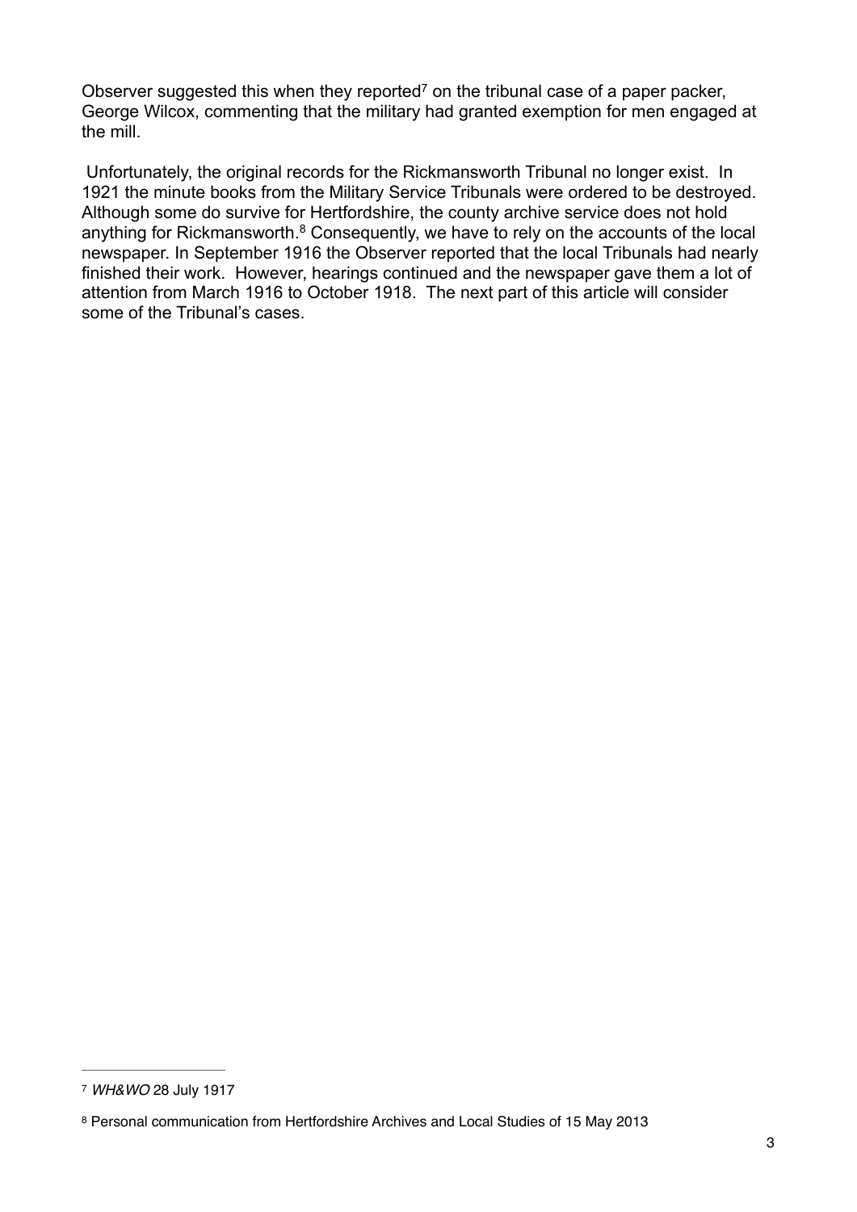Observer suggested this when they reported[7] on the tribunal case of a paper packer, George Wilcox, commenting that the military had granted exemption for men engaged at the mill.

Unfortunately, the original records for the Rickmansworth Tribunal no longer exist. In 1921 the minute books from the Military Service Tribunals were ordered to be destroyed. Although some do survive for Hertfordshire, the county archive service does not hold anything for Rickmansworth.[8] Consequently, we have to rely on the accounts of the local newspaper. In September 1916 the Observer reported that the local Tribunals had nearly finished their work. However, hearings continued and the newspaper gave them a lot of attention from March 1916 to October 1918. The next part of this article will consider some of the Tribunal's cases.

---

[7] *WH&WO* 28 July 1917

[8] Personal communication from Hertfordshire Archives and Local Studies of 15 May 2013